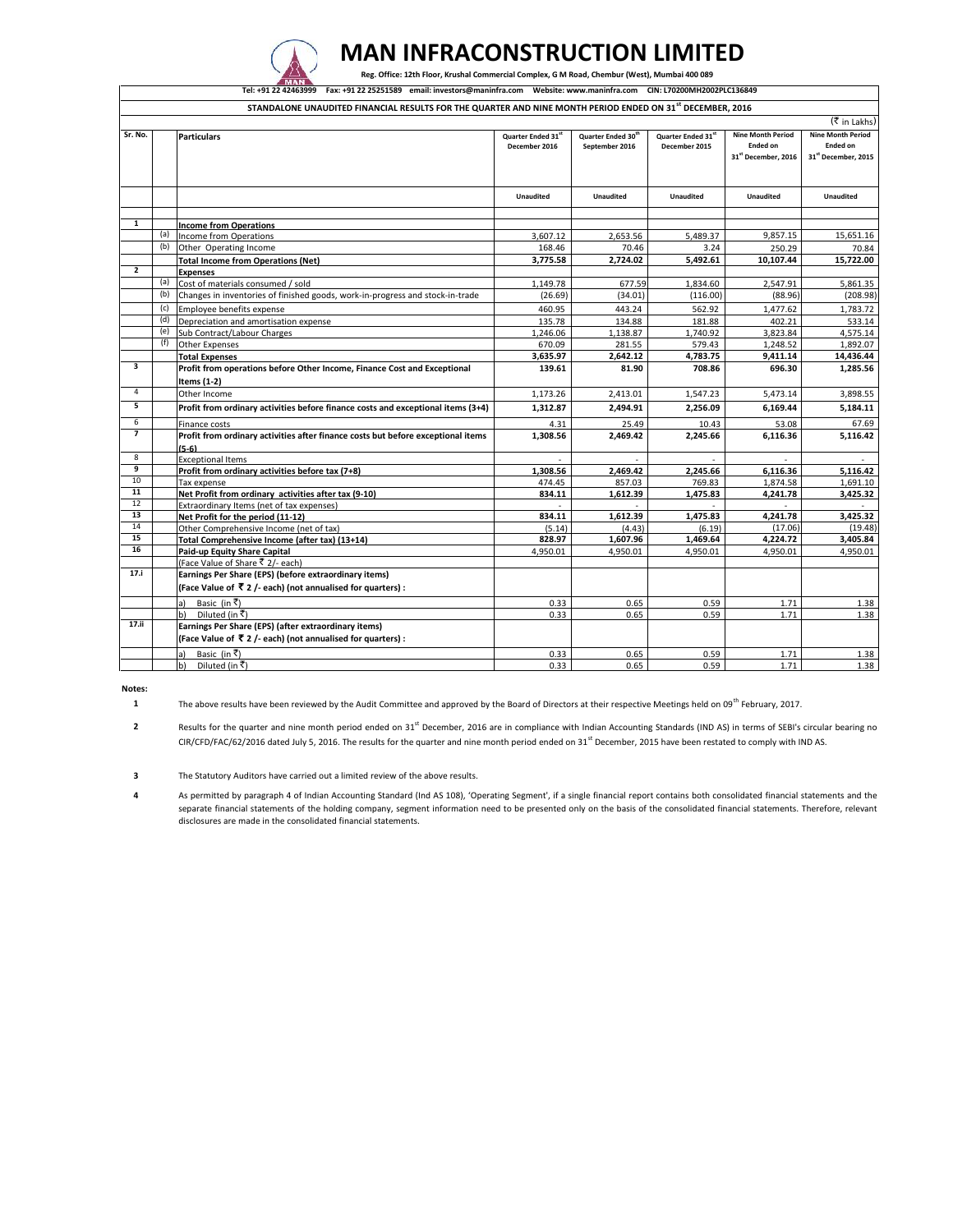# MAN INFRACONSTRUCTION LIMITED

**Reg. Office: 12th Floor, Krushal Commercial Complex, G M Road, Chembur (West), Mumbai 400 089**

**Tel: +91 22 42463999 Fax: +91 22 25251589 email: investors@maninfra.com Website: www.maninfra.com CIN: L70200MH2002PLC136849**

## STANDALONE UNAUDITED FINANCIAL RESULTS FOR THE QUARTER AND NINE MONTH PERIOD ENDED ON 31st DECEMBER, 2016

(₹ in Lakhs)

| Sr. No. | | Particulars | Quarter Ended 31st December 2016 | Quarter Ended 30th September 2016 | Quarter Ended 31st December 2015 | Nine Month Period Ended on 31st December, 2016 | Nine Month Period Ended on 31st December, 2015 |
|---|---|---|---|---|---|---|---|
| | | | Unaudited | Unaudited | Unaudited | Unaudited | Unaudited |
| 1 | | **Income from Operations** | | | | | |
| | (a) | Income from Operations | 3,607.12 | 2,653.56 | 5,489.37 | 9,857.15 | 15,651.16 |
| | (b) | Other Operating Income | 168.46 | 70.46 | 3.24 | 250.29 | 70.84 |
| | | **Total Income from Operations (Net)** | **3,775.58** | **2,724.02** | **5,492.61** | **10,107.44** | **15,722.00** |
| 2 | | **Expenses** | | | | | |
| | (a) | Cost of materials consumed / sold | 1,149.78 | 677.59 | 1,834.60 | 2,547.91 | 5,861.35 |
| | (b) | Changes in inventories of finished goods, work-in-progress and stock-in-trade | (26.69) | (34.01) | (116.00) | (88.96) | (208.98) |
| | (c) | Employee benefits expense | 460.95 | 443.24 | 562.92 | 1,477.62 | 1,783.72 |
| | (d) | Depreciation and amortisation expense | 135.78 | 134.88 | 181.88 | 402.21 | 533.14 |
| | (e) | Sub Contract/Labour Charges | 1,246.06 | 1,138.87 | 1,740.92 | 3,823.84 | 4,575.14 |
| | (f) | Other Expenses | 670.09 | 281.55 | 579.43 | 1,248.52 | 1,892.07 |
| | | **Total Expenses** | **3,635.97** | **2,642.12** | **4,783.75** | **9,411.14** | **14,436.44** |
| 3 | | **Profit from operations before Other Income, Finance Cost and Exceptional Items (1-2)** | **139.61** | **81.90** | **708.86** | **696.30** | **1,285.56** |
| 4 | | Other Income | 1,173.26 | 2,413.01 | 1,547.23 | 5,473.14 | 3,898.55 |
| 5 | | **Profit from ordinary activities before finance costs and exceptional items (3+4)** | **1,312.87** | **2,494.91** | **2,256.09** | **6,169.44** | **5,184.11** |
| 6 | | Finance costs | 4.31 | 25.49 | 10.43 | 53.08 | 67.69 |
| 7 | | **Profit from ordinary activities after finance costs but before exceptional items (5-6)** | **1,308.56** | **2,469.42** | **2,245.66** | **6,116.36** | **5,116.42** |
| 8 | | Exceptional Items | - | - | - | - | - |
| 9 | | **Profit from ordinary activities before tax (7+8)** | **1,308.56** | **2,469.42** | **2,245.66** | **6,116.36** | **5,116.42** |
| 10 | | Tax expense | 474.45 | 857.03 | 769.83 | 1,874.58 | 1,691.10 |
| 11 | | **Net Profit from ordinary activities after tax (9-10)** | **834.11** | **1,612.39** | **1,475.83** | **4,241.78** | **3,425.32** |
| 12 | | Extraordinary Items (net of tax expenses) | - | - | - | - | - |
| 13 | | **Net Profit for the period (11-12)** | **834.11** | **1,612.39** | **1,475.83** | **4,241.78** | **3,425.32** |
| 14 | | Other Comprehensive Income (net of tax) | (5.14) | (4.43) | (6.19) | (17.06) | (19.48) |
| 15 | | **Total Comprehensive Income (after tax) (13+14)** | **828.97** | **1,607.96** | **1,469.64** | **4,224.72** | **3,405.84** |
| 16 | | **Paid-up Equity Share Capital** | 4,950.01 | 4,950.01 | 4,950.01 | 4,950.01 | 4,950.01 |
| | | (Face Value of Share ₹ 2/- each) | | | | | |
| 17.i | | **Earnings Per Share (EPS) (before extraordinary items) (Face Value of ₹ 2 /- each) (not annualised for quarters) :** | | | | | |
| | | a) Basic (in ₹) | 0.33 | 0.65 | 0.59 | 1.71 | 1.38 |
| | | b) Diluted (in ₹) | 0.33 | 0.65 | 0.59 | 1.71 | 1.38 |
| 17.ii | | **Earnings Per Share (EPS) (after extraordinary items) (Face Value of ₹ 2 /- each) (not annualised for quarters) :** | | | | | |
| | | a) Basic (in ₹) | 0.33 | 0.65 | 0.59 | 1.71 | 1.38 |
| | | b) Diluted (in ₹) | 0.33 | 0.65 | 0.59 | 1.71 | 1.38 |

**Notes:**

1. The above results have been reviewed by the Audit Committee and approved by the Board of Directors at their respective Meetings held on 09th February, 2017.

2. Results for the quarter and nine month period ended on 31st December, 2016 are in compliance with Indian Accounting Standards (IND AS) in terms of SEBI's circular bearing no CIR/CFD/FAC/62/2016 dated July 5, 2016. The results for the quarter and nine month period ended on 31st December, 2015 have been restated to comply with IND AS.

3. The Statutory Auditors have carried out a limited review of the above results.

4. As permitted by paragraph 4 of Indian Accounting Standard (Ind AS 108), 'Operating Segment', if a single financial report contains both consolidated financial statements and the separate financial statements of the holding company, segment information need to be presented only on the basis of the consolidated financial statements. Therefore, relevant disclosures are made in the consolidated financial statements.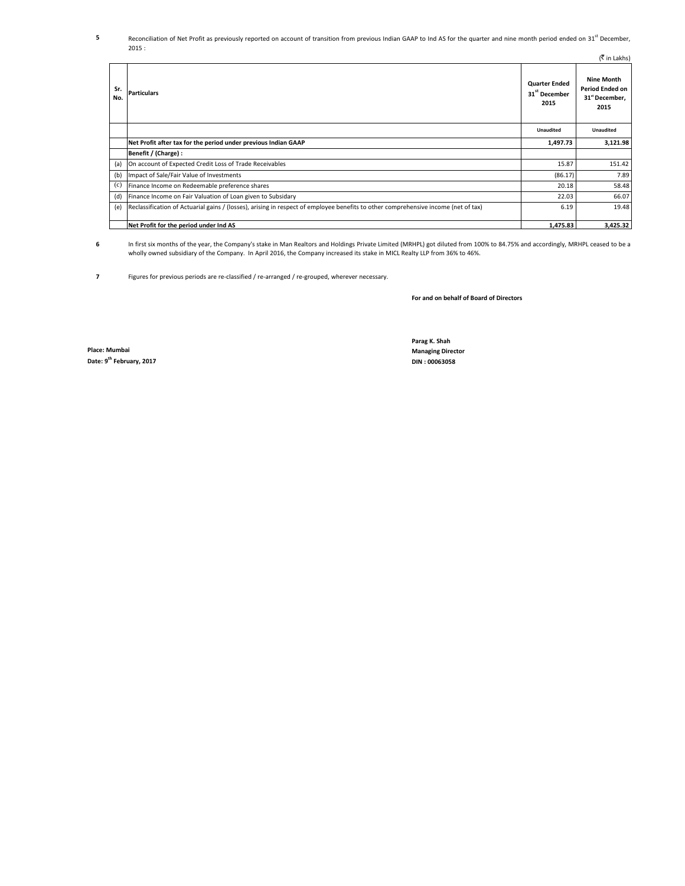5 Reconciliation of Net Profit as previously reported on account of transition from previous Indian GAAP to Ind AS for the quarter and nine month period ended on 31st December, 2015 :

(₹ in Lakhs)

| Sr. No. | Particulars | Quarter Ended 31st December 2015 | Nine Month Period Ended on 31st December, 2015 |
|---|---|---|---|
| | | Unaudited | Unaudited |
| | **Net Profit after tax for the period under previous Indian GAAP** | **1,497.73** | **3,121.98** |
| | **Benefit / (Charge) :** | | |
| (a) | On account of Expected Credit Loss of Trade Receivables | 15.87 | 151.42 |
| (b) | Impact of Sale/Fair Value of Investments | (86.17) | 7.89 |
| (c) | Finance Income on Redeemable preference shares | 20.18 | 58.48 |
| (d) | Finance Income on Fair Valuation of Loan given to Subsidary | 22.03 | 66.07 |
| (e) | Reclassification of Actuarial gains / (losses), arising in respect of employee benefits to other comprehensive income (net of tax) | 6.19 | 19.48 |
| | **Net Profit for the period under Ind AS** | **1,475.83** | **3,425.32** |

6 In first six months of the year, the Company's stake in Man Realtors and Holdings Private Limited (MRHPL) got diluted from 100% to 84.75% and accordingly, MRHPL ceased to be a wholly owned subsidiary of the Company. In April 2016, the Company increased its stake in MICL Realty LLP from 36% to 46%.

7 Figures for previous periods are re-classified / re-arranged / re-grouped, wherever necessary.

**For and on behalf of Board of Directors**

**Parag K. Shah**
**Managing Director**
**DIN : 00063058**

**Place: Mumbai**
**Date: 9th February, 2017**